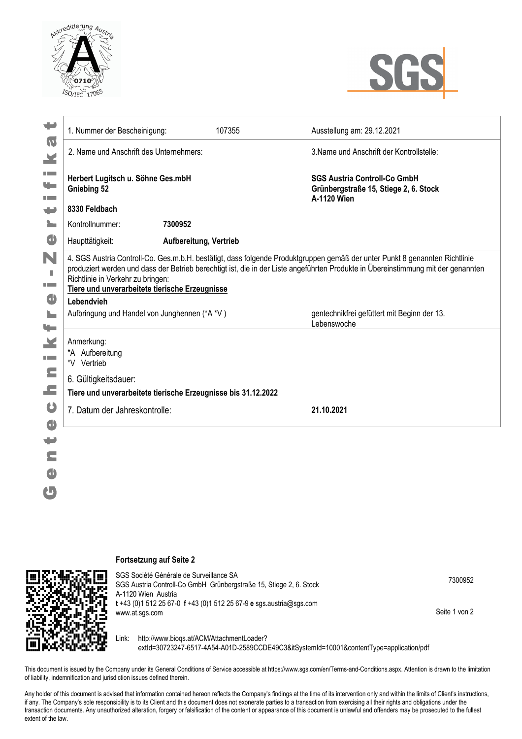# Gentechnikfrei-Zertifikat

| | | |
|---|---|---|
| 1. Nummer der Bescheinigung: | 107355 | Ausstellung am: 29.12.2021 |

2. Name und Anschrift des Unternehmers:

**Herbert Lugitsch u. Söhne Ges.mbH**
**Gniebing 52**

**8330 Feldbach**

Kontrollnummer: **7300952**

Haupttätigkeit: **Aufbereitung, Vertrieb**

3.Name und Anschrift der Kontrollstelle:

**SGS Austria Controll-Co GmbH**
**Grünbergstraße 15, Stiege 2, 6. Stock**
**A-1120 Wien**

4. SGS Austria Controll-Co. Ges.m.b.H. bestätigt, dass folgende Produktgruppen gemäß der unter Punkt 8 genannten Richtlinie produziert werden und dass der Betrieb berechtigt ist, die in der Liste angeführten Produkte in Übereinstimmung mit der genannten Richtlinie in Verkehr zu bringen:

**Tiere und unverarbeitete tierische Erzeugnisse**

**Lebendvieh**

| | |
|---|---|
| Aufbringung und Handel von Junghennen (*A *V ) | gentechnikfrei gefüttert mit Beginn der 13. Lebenswoche |

Anmerkung:
*A Aufbereitung
*V Vertrieb

6. Gültigkeitsdauer:

**Tiere und unverarbeitete tierische Erzeugnisse bis 31.12.2022**

7. Datum der Jahreskontrolle: **21.10.2021**

**Fortsetzung auf Seite 2**

SGS Société Générale de Surveillance SA
SGS Austria Controll-Co GmbH Grünbergstraße 15, Stiege 2, 6. Stock
A-1120 Wien Austria
**t** +43 (0)1 512 25 67-0 **f** +43 (0)1 512 25 67-9 **e** sgs.austria@sgs.com
www.at.sgs.com

7300952

Link: http://www.bioqs.at/ACM/AttachmentLoader?extId=30723247-6517-4A54-A01D-2589CCDE49C3&itSystemId=10001&contentType=application/pdf

This document is issued by the Company under its General Conditions of Service accessible at https://www.sgs.com/en/Terms-and-Conditions.aspx. Attention is drawn to the limitation of liability, indemnification and jurisdiction issues defined therein.

Any holder of this document is advised that information contained hereon reflects the Company's findings at the time of its intervention only and within the limits of Client's instructions, if any. The Company's sole responsibility is to its Client and this document does not exonerate parties to a transaction from exercising all their rights and obligations under the transaction documents. Any unauthorized alteration, forgery or falsification of the content or appearance of this document is unlawful and offenders may be prosecuted to the fullest extent of the law.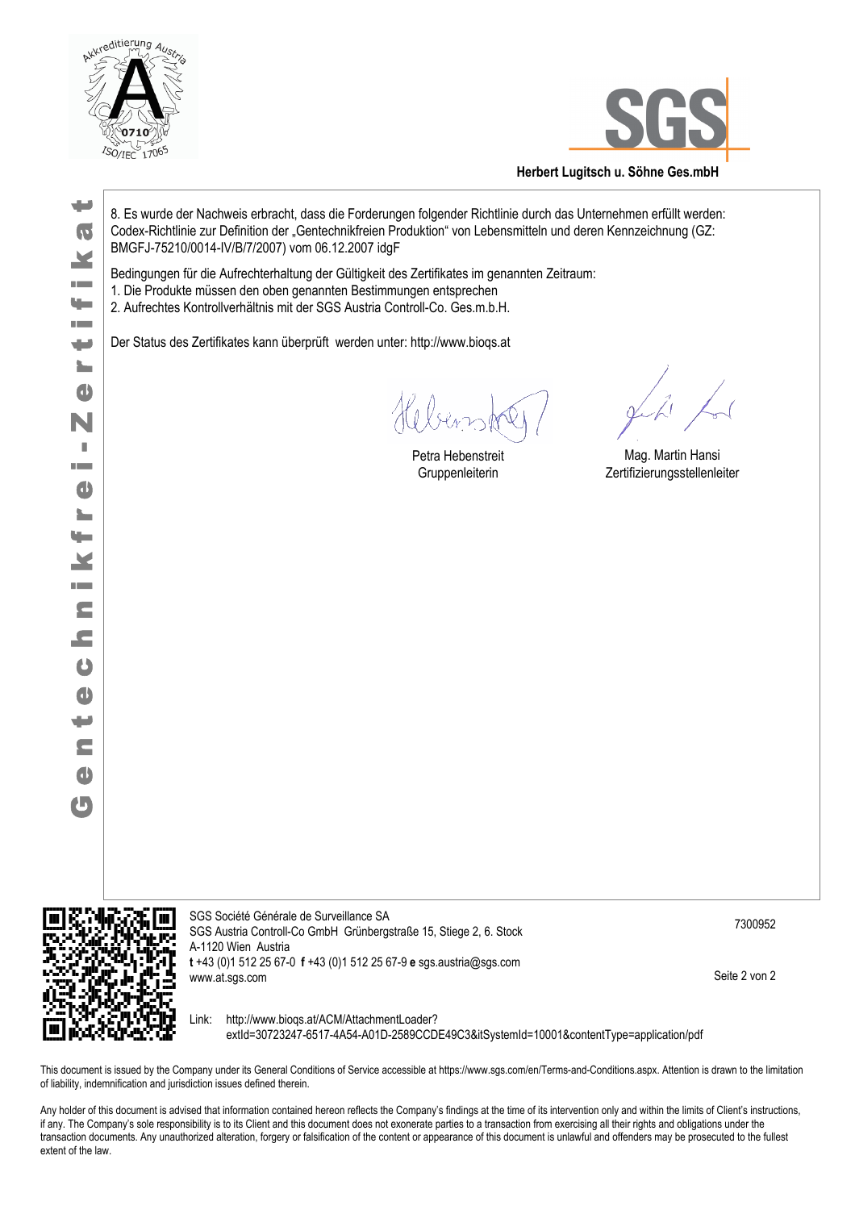Herbert Lugitsch u. Söhne Ges.mbH

Gentechnikfrei-Zertifikat

8. Es wurde der Nachweis erbracht, dass die Forderungen folgender Richtlinie durch das Unternehmen erfüllt werden: Codex-Richtlinie zur Definition der „Gentechnikfreien Produktion" von Lebensmitteln und deren Kennzeichnung (GZ: BMGFJ-75210/0014-IV/B/7/2007) vom 06.12.2007 idgF

Bedingungen für die Aufrechterhaltung der Gültigkeit des Zertifikates im genannten Zeitraum:

1. Die Produkte müssen den oben genannten Bestimmungen entsprechen
2. Aufrechtes Kontrollverhältnis mit der SGS Austria Controll-Co. Ges.m.b.H.

Der Status des Zertifikates kann überprüft werden unter: http://www.bioqs.at

Petra Hebenstreit
Gruppenleiterin

Mag. Martin Hansi
Zertifizierungsstellenleiter

SGS Société Générale de Surveillance SA
SGS Austria Controll-Co GmbH Grünbergstraße 15, Stiege 2, 6. Stock
A-1120 Wien Austria
**t** +43 (0)1 512 25 67-0 **f** +43 (0)1 512 25 67-9 **e** sgs.austria@sgs.com
www.at.sgs.com

7300952

Link: http://www.bioqs.at/ACM/AttachmentLoader?extId=30723247-6517-4A54-A01D-2589CCDE49C3&itSystemId=10001&contentType=application/pdf

This document is issued by the Company under its General Conditions of Service accessible at https://www.sgs.com/en/Terms-and-Conditions.aspx. Attention is drawn to the limitation of liability, indemnification and jurisdiction issues defined therein.

Any holder of this document is advised that information contained hereon reflects the Company's findings at the time of its intervention only and within the limits of Client's instructions, if any. The Company's sole responsibility is to its Client and this document does not exonerate parties to a transaction from exercising all their rights and obligations under the transaction documents. Any unauthorized alteration, forgery or falsification of the content or appearance of this document is unlawful and offenders may be prosecuted to the fullest extent of the law.